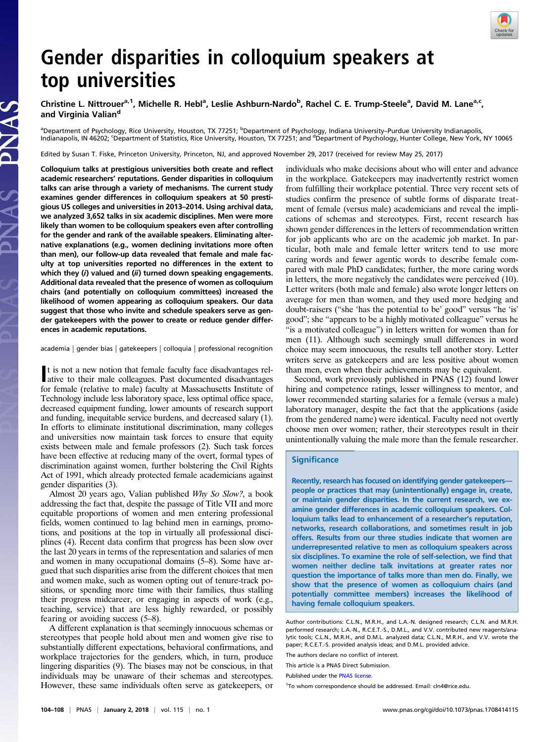# Gender disparities in colloquium speakers at top universities

Christine L. Nittrouer[a,1], Michelle R. Hebl[a], Leslie Ashburn-Nardo[b], Rachel C. E. Trump-Steele[a], David M. Lane[a,c], and Virginia Valian[d]

[a]Department of Psychology, Rice University, Houston, TX 77251; [b]Department of Psychology, Indiana University–Purdue University Indianapolis, Indianapolis, IN 46202; [c]Department of Statistics, Rice University, Houston, TX 77251; and [d]Department of Psychology, Hunter College, New York, NY 10065

Edited by Susan T. Fiske, Princeton University, Princeton, NJ, and approved November 29, 2017 (received for review May 25, 2017)

**Colloquium talks at prestigious universities both create and reflect academic researchers' reputations. Gender disparities in colloquium talks can arise through a variety of mechanisms. The current study examines gender differences in colloquium speakers at 50 prestigious US colleges and universities in 2013–2014. Using archival data, we analyzed 3,652 talks in six academic disciplines. Men were more likely than women to be colloquium speakers even after controlling for the gender and rank of the available speakers. Eliminating alternative explanations (e.g., women declining invitations more often than men), our follow-up data revealed that female and male faculty at top universities reported no differences in the extent to which they (*i*) valued and (*ii*) turned down speaking engagements. Additional data revealed that the presence of women as colloquium chairs (and potentially on colloquium committees) increased the likelihood of women appearing as colloquium speakers. Our data suggest that those who invite and schedule speakers serve as gender gatekeepers with the power to create or reduce gender differences in academic reputations.**

academia | gender bias | gatekeepers | colloquia | professional recognition

It is not a new notion that female faculty face disadvantages relative to their male colleagues. Past documented disadvantages for female (relative to male) faculty at Massachusetts Institute of Technology include less laboratory space, less optimal office space, decreased equipment funding, lower amounts of research support and funding, inequitable service burdens, and decreased salary (1). In efforts to eliminate institutional discrimination, many colleges and universities now maintain task forces to ensure that equity exists between male and female professors (2). Such task forces have been effective at reducing many of the overt, formal types of discrimination against women, further bolstering the Civil Rights Act of 1991, which already protected female academicians against gender disparities (3).

Almost 20 years ago, Valian published *Why So Slow?*, a book addressing the fact that, despite the passage of Title VII and more equitable proportions of women and men entering professional fields, women continued to lag behind men in earnings, promotions, and positions at the top in virtually all professional disciplines (4). Recent data confirm that progress has been slow over the last 20 years in terms of the representation and salaries of men and women in many occupational domains (5–8). Some have argued that such disparities arise from the different choices that men and women make, such as women opting out of tenure-track positions, or spending more time with their families, thus stalling their progress midcareer, or engaging in aspects of work (e.g., teaching, service) that are less highly rewarded, or possibly fearing or avoiding success (5–8).

A different explanation is that seemingly innocuous schemas or stereotypes that people hold about men and women give rise to substantially different expectations, behavioral confirmations, and workplace trajectories for the genders, which, in turn, produce lingering disparities (9). The biases may not be conscious, in that individuals may be unaware of their schemas and stereotypes. However, these same individuals often serve as gatekeepers, or individuals who make decisions about who will enter and advance in the workplace. Gatekeepers may inadvertently restrict women from fulfilling their workplace potential. Three very recent sets of studies confirm the presence of subtle forms of disparate treatment of female (versus male) academicians and reveal the implications of schemas and stereotypes. First, recent research has shown gender differences in the letters of recommendation written for job applicants who are on the academic job market. In particular, both male and female letter writers tend to use more caring words and fewer agentic words to describe female compared with male PhD candidates; further, the more caring words in letters, the more negatively the candidates were perceived (10). Letter writers (both male and female) also wrote longer letters on average for men than women, and they used more hedging and doubt-raisers ("she 'has the potential to be' good" versus "he 'is' good"; she "appears to be a highly motivated colleague" versus he "is a motivated colleague") in letters written for women than for men (11). Although such seemingly small differences in word choice may seem innocuous, the results tell another story. Letter writers serve as gatekeepers and are less positive about women than men, even when their achievements may be equivalent.

Second, work previously published in PNAS (12) found lower hiring and competence ratings, lesser willingness to mentor, and lower recommended starting salaries for a female (versus a male) laboratory manager, despite the fact that the applications (aside from the gendered name) were identical. Faculty need not overtly choose men over women; rather, their stereotypes result in their unintentionally valuing the male more than the female researcher.

## Significance

Recently, research has focused on identifying gender gatekeepers—people or practices that may (unintentionally) engage in, create, or maintain gender disparities. In the current research, we examine gender differences in academic colloquium speakers. Colloquium talks lead to enhancement of a researcher's reputation, networks, research collaborations, and sometimes result in job offers. Results from our three studies indicate that women are underrepresented relative to men as colloquium speakers across six disciplines. To examine the role of self-selection, we find that women neither decline talk invitations at greater rates nor question the importance of talks more than men do. Finally, we show that the presence of women as colloquium chairs (and potentially committee members) increases the likelihood of having female colloquium speakers.

Author contributions: C.L.N., M.R.H., and L.A.-N. designed research; C.L.N. and M.R.H. performed research; L.A.-N., R.C.E.T.-S., D.M.L., and V.V. contributed new reagents/analytic tools; C.L.N., M.R.H., and D.M.L. analyzed data; C.L.N., M.R.H., and V.V. wrote the paper; R.C.E.T.-S. provided analysis ideas; and D.M.L. provided advice.

The authors declare no conflict of interest.

This article is a PNAS Direct Submission.

Published under the PNAS license.

[1]To whom correspondence should be addressed. Email: cln4@rice.edu.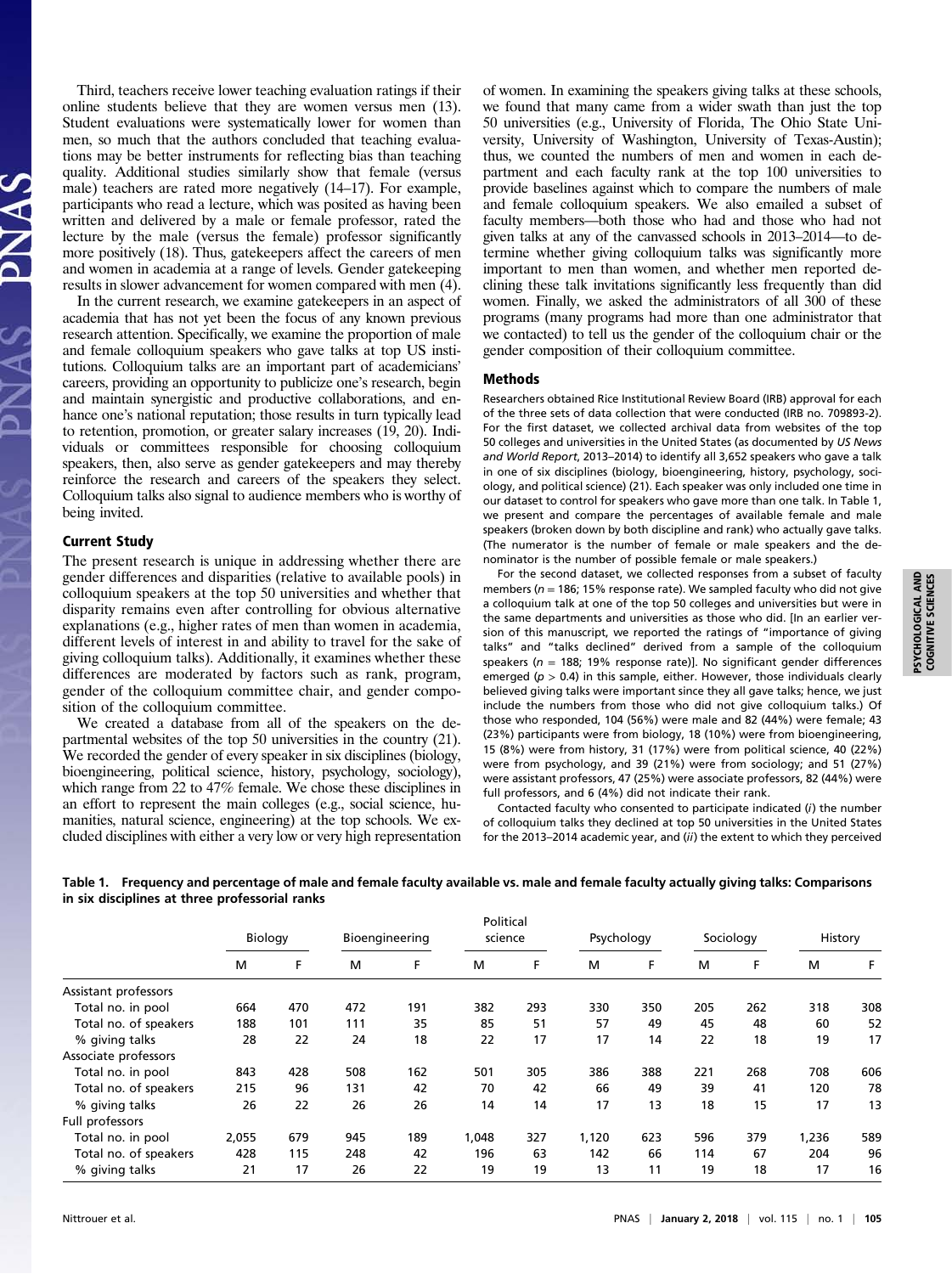Third, teachers receive lower teaching evaluation ratings if their online students believe that they are women versus men (13). Student evaluations were systematically lower for women than men, so much that the authors concluded that teaching evaluations may be better instruments for reflecting bias than teaching quality. Additional studies similarly show that female (versus male) teachers are rated more negatively (14–17). For example, participants who read a lecture, which was posited as having been written and delivered by a male or female professor, rated the lecture by the male (versus the female) professor significantly more positively (18). Thus, gatekeepers affect the careers of men and women in academia at a range of levels. Gender gatekeeping results in slower advancement for women compared with men (4).

In the current research, we examine gatekeepers in an aspect of academia that has not yet been the focus of any known previous research attention. Specifically, we examine the proportion of male and female colloquium speakers who gave talks at top US institutions. Colloquium talks are an important part of academicians' careers, providing an opportunity to publicize one's research, begin and maintain synergistic and productive collaborations, and enhance one's national reputation; those results in turn typically lead to retention, promotion, or greater salary increases (19, 20). Individuals or committees responsible for choosing colloquium speakers, then, also serve as gender gatekeepers and may thereby reinforce the research and careers of the speakers they select. Colloquium talks also signal to audience members who is worthy of being invited.

## Current Study

The present research is unique in addressing whether there are gender differences and disparities (relative to available pools) in colloquium speakers at the top 50 universities and whether that disparity remains even after controlling for obvious alternative explanations (e.g., higher rates of men than women in academia, different levels of interest in and ability to travel for the sake of giving colloquium talks). Additionally, it examines whether these differences are moderated by factors such as rank, program, gender of the colloquium committee chair, and gender composition of the colloquium committee.

We created a database from all of the speakers on the departmental websites of the top 50 universities in the country (21). We recorded the gender of every speaker in six disciplines (biology, bioengineering, political science, history, psychology, sociology), which range from 22 to 47% female. We chose these disciplines in an effort to represent the main colleges (e.g., social science, humanities, natural science, engineering) at the top schools. We excluded disciplines with either a very low or very high representation of women. In examining the speakers giving talks at these schools, we found that many came from a wider swath than just the top 50 universities (e.g., University of Florida, The Ohio State University, University of Washington, University of Texas-Austin); thus, we counted the numbers of men and women in each department and each faculty rank at the top 100 universities to provide baselines against which to compare the numbers of male and female colloquium speakers. We also emailed a subset of faculty members—both those who had and those who had not given talks at any of the canvassed schools in 2013–2014—to determine whether giving colloquium talks was significantly more important to men than women, and whether men reported declining these talk invitations significantly less frequently than did women. Finally, we asked the administrators of all 300 of these programs (many programs had more than one administrator that we contacted) to tell us the gender of the colloquium chair or the gender composition of their colloquium committee.

## Methods

Researchers obtained Rice Institutional Review Board (IRB) approval for each of the three sets of data collection that were conducted (IRB no. 709893-2). For the first dataset, we collected archival data from websites of the top 50 colleges and universities in the United States (as documented by *US News and World Report*, 2013–2014) to identify all 3,652 speakers who gave a talk in one of six disciplines (biology, bioengineering, history, psychology, sociology, and political science) (21). Each speaker was only included one time in our dataset to control for speakers who gave more than one talk. In Table 1, we present and compare the percentages of available female and male speakers (broken down by both discipline and rank) who actually gave talks. (The numerator is the number of female or male speakers and the denominator is the number of possible female or male speakers.)

For the second dataset, we collected responses from a subset of faculty members ($n = 186$; 15% response rate). We sampled faculty who did not give a colloquium talk at one of the top 50 colleges and universities but were in the same departments and universities as those who did. [In an earlier version of this manuscript, we reported the ratings of "importance of giving talks" and "talks declined" derived from a sample of the colloquium speakers ($n = 188$; 19% response rate)]. No significant gender differences emerged ($p > 0.4$) in this sample, either. However, those individuals clearly believed giving talks were important since they all gave talks; hence, we just include the numbers from those who did not give colloquium talks.) Of those who responded, 104 (56%) were male and 82 (44%) were female; 43 (23%) participants were from biology, 18 (10%) were from bioengineering, 15 (8%) were from history, 31 (17%) were from political science, 40 (22%) were from psychology, and 39 (21%) were from sociology; and 51 (27%) were assistant professors, 47 (25%) were associate professors, 82 (44%) were full professors, and 6 (4%) did not indicate their rank.

Contacted faculty who consented to participate indicated (*i*) the number of colloquium talks they declined at top 50 universities in the United States for the 2013–2014 academic year, and (*ii*) the extent to which they perceived

**Table 1. Frequency and percentage of male and female faculty available vs. male and female faculty actually giving talks: Comparisons in six disciplines at three professional ranks**

| | Biology | | Bioengineering | | Political science | | Psychology | | Sociology | | History | |
|---|---|---|---|---|---|---|---|---|---|---|---|---|
| | M | F | M | F | M | F | M | F | M | F | M | F |
| Assistant professors | | | | | | | | | | | | |
| Total no. in pool | 664 | 470 | 472 | 191 | 382 | 293 | 330 | 350 | 205 | 262 | 318 | 308 |
| Total no. of speakers | 188 | 101 | 111 | 35 | 85 | 51 | 57 | 49 | 45 | 48 | 60 | 52 |
| % giving talks | 28 | 22 | 24 | 18 | 22 | 17 | 17 | 14 | 22 | 18 | 19 | 17 |
| Associate professors | | | | | | | | | | | | |
| Total no. in pool | 843 | 428 | 508 | 162 | 501 | 305 | 386 | 388 | 221 | 268 | 708 | 606 |
| Total no. of speakers | 215 | 96 | 131 | 42 | 70 | 42 | 66 | 49 | 39 | 41 | 120 | 78 |
| % giving talks | 26 | 22 | 26 | 26 | 14 | 14 | 17 | 13 | 18 | 15 | 17 | 13 |
| Full professors | | | | | | | | | | | | |
| Total no. in pool | 2,055 | 679 | 945 | 189 | 1,048 | 327 | 1,120 | 623 | 596 | 379 | 1,236 | 589 |
| Total no. of speakers | 428 | 115 | 248 | 42 | 196 | 63 | 142 | 66 | 114 | 67 | 204 | 96 |
| % giving talks | 21 | 17 | 26 | 22 | 19 | 19 | 13 | 11 | 19 | 18 | 17 | 16 |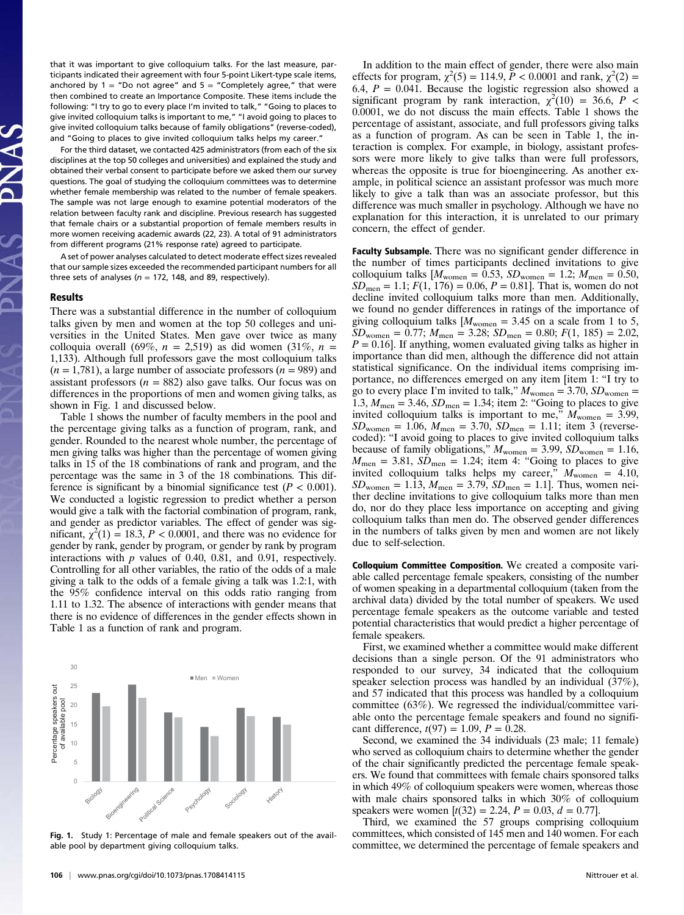that it was important to give colloquium talks. For the last measure, participants indicated their agreement with four 5-point Likert-type scale items, anchored by 1 = "Do not agree" and 5 = "Completely agree," that were then combined to create an Importance Composite. These items include the following: "I try to go to every place I'm invited to talk," "Going to places to give invited colloquium talks is important to me," "I avoid going to places to give invited colloquium talks because of family obligations" (reverse-coded), and "Going to places to give invited colloquium talks helps my career."

For the third dataset, we contacted 425 administrators (from each of the six disciplines at the top 50 colleges and universities) and explained the study and obtained their verbal consent to participate before we asked them our survey questions. The goal of studying the colloquium committees was to determine whether female membership was related to the number of female speakers. The sample was not large enough to examine potential moderators of the relation between faculty rank and discipline. Previous research has suggested that female chairs or a substantial proportion of female members results in more women receiving academic awards (22, 23). A total of 91 administrators from different programs (21% response rate) agreed to participate.

A set of power analyses calculated to detect moderate effect sizes revealed that our sample sizes exceeded the recommended participant numbers for all three sets of analyses ($n$ = 172, 148, and 89, respectively).

## Results

There was a substantial difference in the number of colloquium talks given by men and women at the top 50 colleges and universities in the United States. Men gave over twice as many colloquia overall (69%, $n$ = 2,519) as did women (31%, $n$ = 1,133). Although full professors gave the most colloquium talks ($n$ = 1,781), a large number of associate professors ($n$ = 989) and assistant professors ($n$ = 882) also gave talks. Our focus was on differences in the proportions of men and women giving talks, as shown in Fig. 1 and discussed below.

Table 1 shows the number of faculty members in the pool and the percentage giving talks as a function of program, rank, and gender. Rounded to the nearest whole number, the percentage of men giving talks was higher than the percentage of women giving talks in 15 of the 18 combinations of rank and program, and the percentage was the same in 3 of the 18 combinations. This difference is significant by a binomial significance test ($P$ < 0.001). We conducted a logistic regression to predict whether a person would give a talk with the factorial combination of program, rank, and gender as predictor variables. The effect of gender was significant, $\chi^2(1) = 18.3$, $P < 0.0001$, and there was no evidence for gender by rank, gender by program, or gender by rank by program interactions with $p$ values of 0.40, 0.81, and 0.91, respectively. Controlling for all other variables, the ratio of the odds of a male giving a talk to the odds of a female giving a talk was 1.2:1, with the 95% confidence interval on this odds ratio ranging from 1.11 to 1.32. The absence of interactions with gender means that there is no evidence of differences in the gender effects shown in Table 1 as a function of rank and program.

**Fig. 1.** Study 1: Percentage of male and female speakers out of the available pool by department giving colloquium talks.

In addition to the main effect of gender, there were also main effects for program, $\chi^2(5) = 114.9$, $P < 0.0001$ and rank, $\chi^2(2) = 6.4$, $P = 0.041$. Because the logistic regression also showed a significant program by rank interaction, $\chi^2(10) = 36.6$, $P < 0.0001$, we do not discuss the main effects. Table 1 shows the percentage of assistant, associate, and full professors giving talks as a function of program. As can be seen in Table 1, the interaction is complex. For example, in biology, assistant professors were more likely to give talks than were full professors, whereas the opposite is true for bioengineering. As another example, in political science an assistant professor was much more likely to give a talk than was an associate professor, but this difference was much smaller in psychology. Although we have no explanation for this interaction, it is unrelated to our primary concern, the effect of gender.

**Faculty Subsample.** There was no significant gender difference in the number of times participants declined invitations to give colloquium talks [$M_{\text{women}} = 0.53$, $SD_{\text{women}} = 1.2$; $M_{\text{men}} = 0.50$, $SD_{\text{men}} = 1.1$; $F(1, 176) = 0.06$, $P = 0.81$]. That is, women do not decline invited colloquium talks more than men. Additionally, we found no gender differences in ratings of the importance of giving colloquium talks [$M_{\text{women}} = 3.45$ on a scale from 1 to 5, $SD_{\text{women}} = 0.77$; $M_{\text{men}} = 3.28$; $SD_{\text{men}} = 0.80$; $F(1, 185) = 2.02$, $P = 0.16$]. If anything, women evaluated giving talks as higher in importance than did men, although the difference did not attain statistical significance. On the individual items comprising importance, no differences emerged on any item [item 1: "I try to go to every place I'm invited to talk," $M_{\text{women}} = 3.70$, $SD_{\text{women}} = 1.3$, $M_{\text{men}} = 3.46$, $SD_{\text{men}} = 1.34$; item 2: "Going to places to give invited colloquium talks is important to me," $M_{\text{women}} = 3.99$, $SD_{\text{women}} = 1.06$, $M_{\text{men}} = 3.70$, $SD_{\text{men}} = 1.11$; item 3 (reverse-coded): "I avoid going to places to give invited colloquium talks because of family obligations," $M_{\text{women}} = 3.99$, $SD_{\text{women}} = 1.16$, $M_{\text{men}} = 3.81$, $SD_{\text{men}} = 1.24$; item 4: "Going to places to give invited colloquium talks helps my career," $M_{\text{women}} = 4.10$, $SD_{\text{women}} = 1.13$, $M_{\text{men}} = 3.79$, $SD_{\text{men}} = 1.1$]. Thus, women neither decline invitations to give colloquium talks more than men do, nor do they place less importance on accepting and giving colloquium talks than men do. The observed gender differences in the numbers of talks given by men and women are not likely due to self-selection.

**Colloquium Committee Composition.** We created a composite variable called percentage female speakers, consisting of the number of women speaking in a departmental colloquium (taken from the archival data) divided by the total number of speakers. We used percentage female speakers as the outcome variable and tested potential characteristics that would predict a higher percentage of female speakers.

First, we examined whether a committee would make different decisions than a single person. Of the 91 administrators who responded to our survey, 34 indicated that the colloquium speaker selection process was handled by an individual (37%), and 57 indicated that this process was handled by a colloquium committee (63%). We regressed the individual/committee variable onto the percentage female speakers and found no significant difference, $t(97) = 1.09$, $P = 0.28$.

Second, we examined the 34 individuals (23 male; 11 female) who served as colloquium chairs to determine whether the gender of the chair significantly predicted the percentage female speakers. We found that committees with female chairs sponsored talks in which 49% of colloquium speakers were women, whereas those with male chairs sponsored talks in which 30% of colloquium speakers were women [$t(32) = 2.24$, $P = 0.03$, $d = 0.77$].

Third, we examined the 57 groups comprising colloquium committees, which consisted of 145 men and 140 women. For each committee, we determined the percentage of female speakers and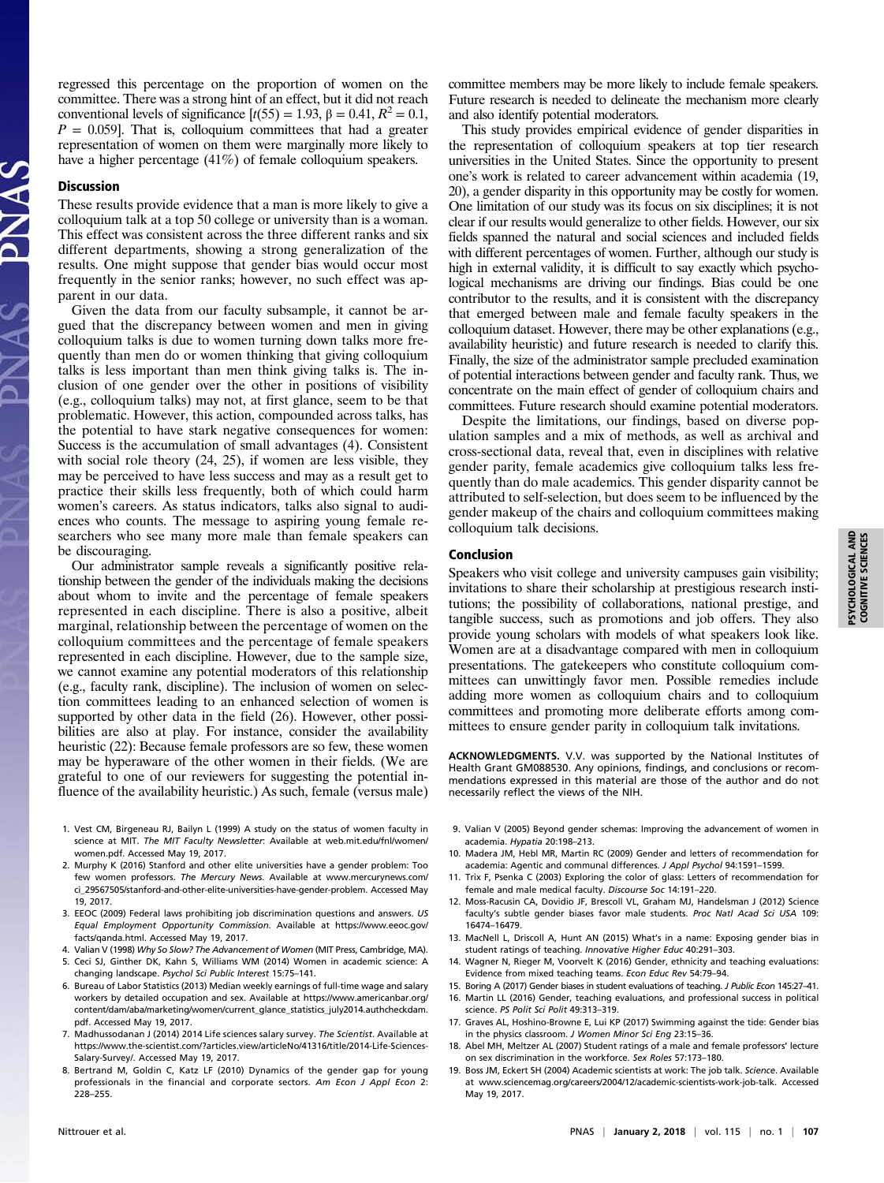regressed this percentage on the proportion of women on the committee. There was a strong hint of an effect, but it did not reach conventional levels of significance [$t(55) = 1.93$, $\beta = 0.41$, $R^2 = 0.1$, $P = 0.059$]. That is, colloquium committees that had a greater representation of women on them were marginally more likely to have a higher percentage (41%) of female colloquium speakers.

## Discussion

These results provide evidence that a man is more likely to give a colloquium talk at a top 50 college or university than is a woman. This effect was consistent across the three different ranks and six different departments, showing a strong generalization of the results. One might suppose that gender bias would occur most frequently in the senior ranks; however, no such effect was apparent in our data.

Given the data from our faculty subsample, it cannot be argued that the discrepancy between women and men in giving colloquium talks is due to women turning down talks more frequently than men do or women thinking that giving colloquium talks is less important than men think giving talks is. The inclusion of one gender over the other in positions of visibility (e.g., colloquium talks) may not, at first glance, seem to be that problematic. However, this action, compounded across talks, has the potential to have stark negative consequences for women: Success is the accumulation of small advantages (4). Consistent with social role theory (24, 25), if women are less visible, they may be perceived to have less success and may as a result get to practice their skills less frequently, both of which could harm women's careers. As status indicators, talks also signal to audiences who counts. The message to aspiring young female researchers who see many more male than female speakers can be discouraging.

Our administrator sample reveals a significantly positive relationship between the gender of the individuals making the decisions about whom to invite and the percentage of female speakers represented in each discipline. There is also a positive, albeit marginal, relationship between the percentage of women on the colloquium committees and the percentage of female speakers represented in each discipline. However, due to the sample size, we cannot examine any potential moderators of this relationship (e.g., faculty rank, discipline). The inclusion of women on selection committees leading to an enhanced selection of women is supported by other data in the field (26). However, other possibilities are also at play. For instance, consider the availability heuristic (22): Because female professors are so few, these women may be hyperaware of the other women in their fields. (We are grateful to one of our reviewers for suggesting the potential influence of the availability heuristic.) As such, female (versus male) committee members may be more likely to include female speakers. Future research is needed to delineate the mechanism more clearly and also identify potential moderators.

This study provides empirical evidence of gender disparities in the representation of colloquium speakers at top tier research universities in the United States. Since the opportunity to present one's work is related to career advancement within academia (19, 20), a gender disparity in this opportunity may be costly for women. One limitation of our study was its focus on six disciplines; it is not clear if our results would generalize to other fields. However, our six fields spanned the natural and social sciences and included fields with different percentages of women. Further, although our study is high in external validity, it is difficult to say exactly which psychological mechanisms are driving our findings. Bias could be one contributor to the results, and it is consistent with the discrepancy that emerged between male and female faculty speakers in the colloquium dataset. However, there may be other explanations (e.g., availability heuristic) and future research is needed to clarify this. Finally, the size of the administrator sample precluded examination of potential interactions between gender and faculty rank. Thus, we concentrate on the main effect of gender of colloquium chairs and committees. Future research should examine potential moderators.

Despite the limitations, our findings, based on diverse population samples and a mix of methods, as well as archival and cross-sectional data, reveal that, even in disciplines with relative gender parity, female academics give colloquium talks less frequently than do male academics. This gender disparity cannot be attributed to self-selection, but does seem to be influenced by the gender makeup of the chairs and colloquium committees making colloquium talk decisions.

## Conclusion

Speakers who visit college and university campuses gain visibility; invitations to share their scholarship at prestigious research institutions; the possibility of collaborations, national prestige, and tangible success, such as promotions and job offers. They also provide young scholars with models of what speakers look like. Women are at a disadvantage compared with men in colloquium presentations. The gatekeepers who constitute colloquium committees can unwittingly favor men. Possible remedies include adding more women as colloquium chairs and to colloquium committees and promoting more deliberate efforts among committees to ensure gender parity in colloquium talk invitations.

**ACKNOWLEDGMENTS.** V.V. was supported by the National Institutes of Health Grant GM088530. Any opinions, findings, and conclusions or recommendations expressed in this material are those of the author and do not necessarily reflect the views of the NIH.

1. Vest CM, Birgeneau RJ, Bailyn L (1999) A study on the status of women faculty in science at MIT. *The MIT Faculty Newsletter*. Available at web.mit.edu/fnl/women/women.pdf. Accessed May 19, 2017.
2. Murphy K (2016) Stanford and other elite universities have a gender problem: Too few women professors. *The Mercury News*. Available at www.mercurynews.com/ci_29567505/stanford-and-other-elite-universities-have-gender-problem. Accessed May 19, 2017.
3. EEOC (2009) Federal laws prohibiting job discrimination questions and answers. *US Equal Employment Opportunity Commission*. Available at https://www.eeoc.gov/facts/qanda.html. Accessed May 19, 2017.
4. Valian V (1998) *Why So Slow? The Advancement of Women* (MIT Press, Cambridge, MA).
5. Ceci SJ, Ginther DK, Kahn S, Williams WM (2014) Women in academic science: A changing landscape. *Psychol Sci Public Interest* 15:75–141.
6. Bureau of Labor Statistics (2013) Median weekly earnings of full-time wage and salary workers by detailed occupation and sex. Available at https://www.americanbar.org/content/dam/aba/marketing/women/current_glance_statistics_july2014.authcheckdam.pdf. Accessed May 19, 2017.
7. Madhussodanan J (2014) 2014 Life sciences salary survey. *The Scientist*. Available at https://www.the-scientist.com/?articles.view/articleNo/41316/title/2014-Life-Sciences-Salary-Survey/. Accessed May 19, 2017.
8. Bertrand M, Goldin C, Katz LF (2010) Dynamics of the gender gap for young professionals in the financial and corporate sectors. *Am Econ J Appl Econ* 2: 228–255.
9. Valian V (2005) Beyond gender schemas: Improving the advancement of women in academia. *Hypatia* 20:198–213.
10. Madera JM, Hebl MR, Martin RC (2009) Gender and letters of recommendation for academia: Agentic and communal differences. *J Appl Psychol* 94:1591–1599.
11. Trix F, Psenka C (2003) Exploring the color of glass: Letters of recommendation for female and male medical faculty. *Discourse Soc* 14:191–220.
12. Moss-Racusin CA, Dovidio JF, Brescoll VL, Graham MJ, Handelsman J (2012) Science faculty's subtle gender biases favor male students. *Proc Natl Acad Sci USA* 109: 16474–16479.
13. MacNell L, Driscoll A, Hunt AN (2015) What's in a name: Exposing gender bias in student ratings of teaching. *Innovative Higher Educ* 40:291–303.
14. Wagner N, Rieger M, Voorvelt K (2016) Gender, ethnicity and teaching evaluations: Evidence from mixed teaching teams. *Econ Educ Rev* 54:79–94.
15. Boring A (2017) Gender biases in student evaluations of teaching. *J Public Econ* 145:27–41.
16. Martin LL (2016) Gender, teaching evaluations, and professional success in political science. *PS Polit Sci Polit* 49:313–319.
17. Graves AL, Hoshino-Browne E, Lui KP (2017) Swimming against the tide: Gender bias in the physics classroom. *J Women Minor Sci Eng* 23:15–36.
18. Abel MH, Meltzer AL (2007) Student ratings of a male and female professors' lecture on sex discrimination in the workforce. *Sex Roles* 57:173–180.
19. Boss JM, Eckert SH (2004) Academic scientists at work: The job talk. *Science*. Available at www.sciencemag.org/careers/2004/12/academic-scientists-work-job-talk. Accessed May 19, 2017.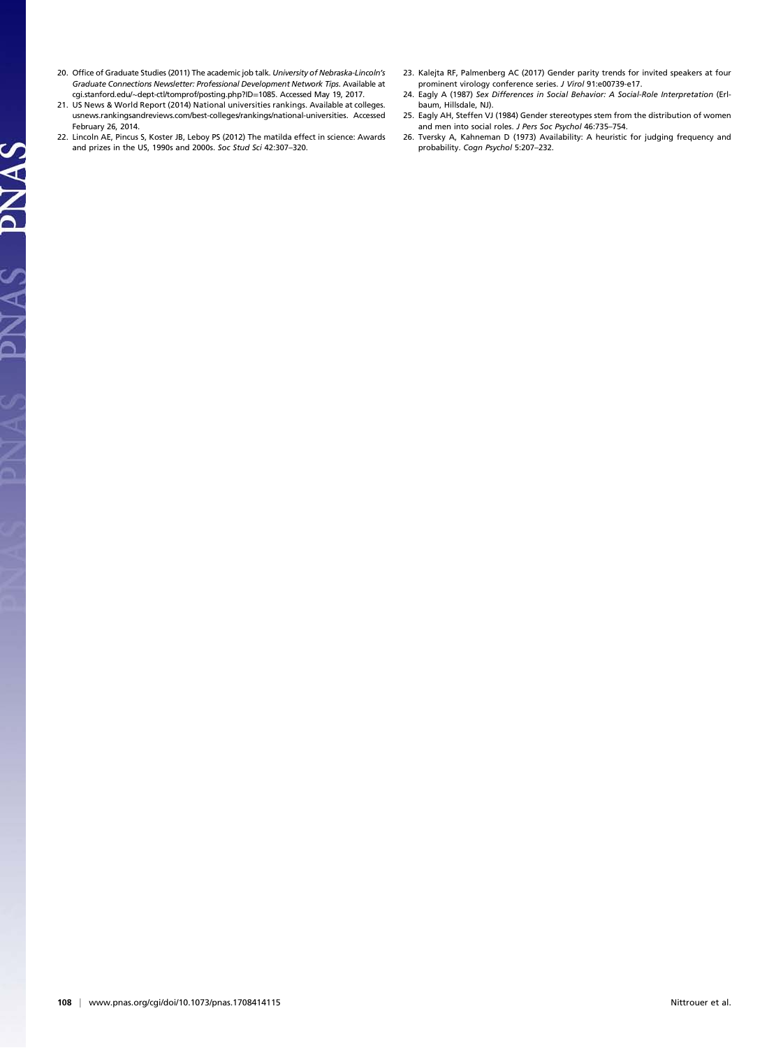20. Office of Graduate Studies (2011) The academic job talk. *University of Nebraska-Lincoln's Graduate Connections Newsletter: Professional Development Network Tips*. Available at cgi.stanford.edu/~dept-ctl/tomprof/posting.php?ID=1085. Accessed May 19, 2017.
21. US News & World Report (2014) National universities rankings. Available at colleges.usnewsrankingsandreviews.com/best-colleges/rankings/national-universities. Accessed February 26, 2014.
22. Lincoln AE, Pincus S, Koster JB, Leboy PS (2012) The matilda effect in science: Awards and prizes in the US, 1990s and 2000s. *Soc Stud Sci* 42:307–320.
23. Kalejta RF, Palmenberg AC (2017) Gender parity trends for invited speakers at four prominent virology conference series. *J Virol* 91:e00739-e17.
24. Eagly A (1987) *Sex Differences in Social Behavior: A Social-Role Interpretation* (Erlbaum, Hillsdale, NJ).
25. Eagly AH, Steffen VJ (1984) Gender stereotypes stem from the distribution of women and men into social roles. *J Pers Soc Psychol* 46:735–754.
26. Tversky A, Kahneman D (1973) Availability: A heuristic for judging frequency and probability. *Cogn Psychol* 5:207–232.